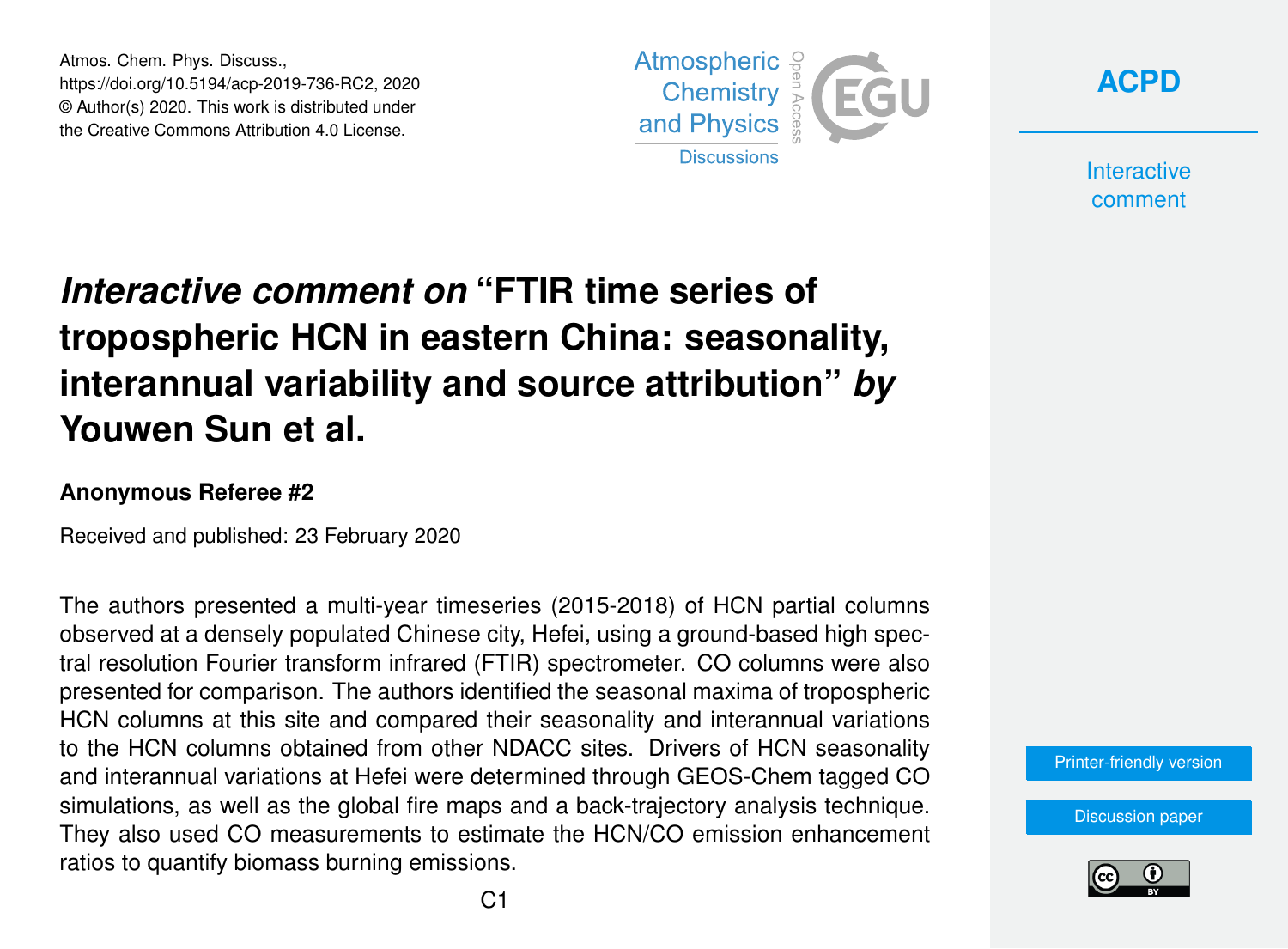# *Interactive comment on* "FTIR time series of tropospheric HCN in eastern China: seasonality, interannual variability and source attribution" *by* Youwen Sun et al.

### Anonymous Referee #2

Received and published: 23 February 2020

The authors presented a multi-year timeseries (2015-2018) of HCN partial columns observed at a densely populated Chinese city, Hefei, using a ground-based high spectral resolution Fourier transform infrared (FTIR) spectrometer. CO columns were also presented for comparison. The authors identified the seasonal maxima of tropospheric HCN columns at this site and compared their seasonality and interannual variations to the HCN columns obtained from other NDACC sites. Drivers of HCN seasonality and interannual variations at Hefei were determined through GEOS-Chem tagged CO simulations, as well as the global fire maps and a back-trajectory analysis technique. They also used CO measurements to estimate the HCN/CO emission enhancement ratios to quantify biomass burning emissions.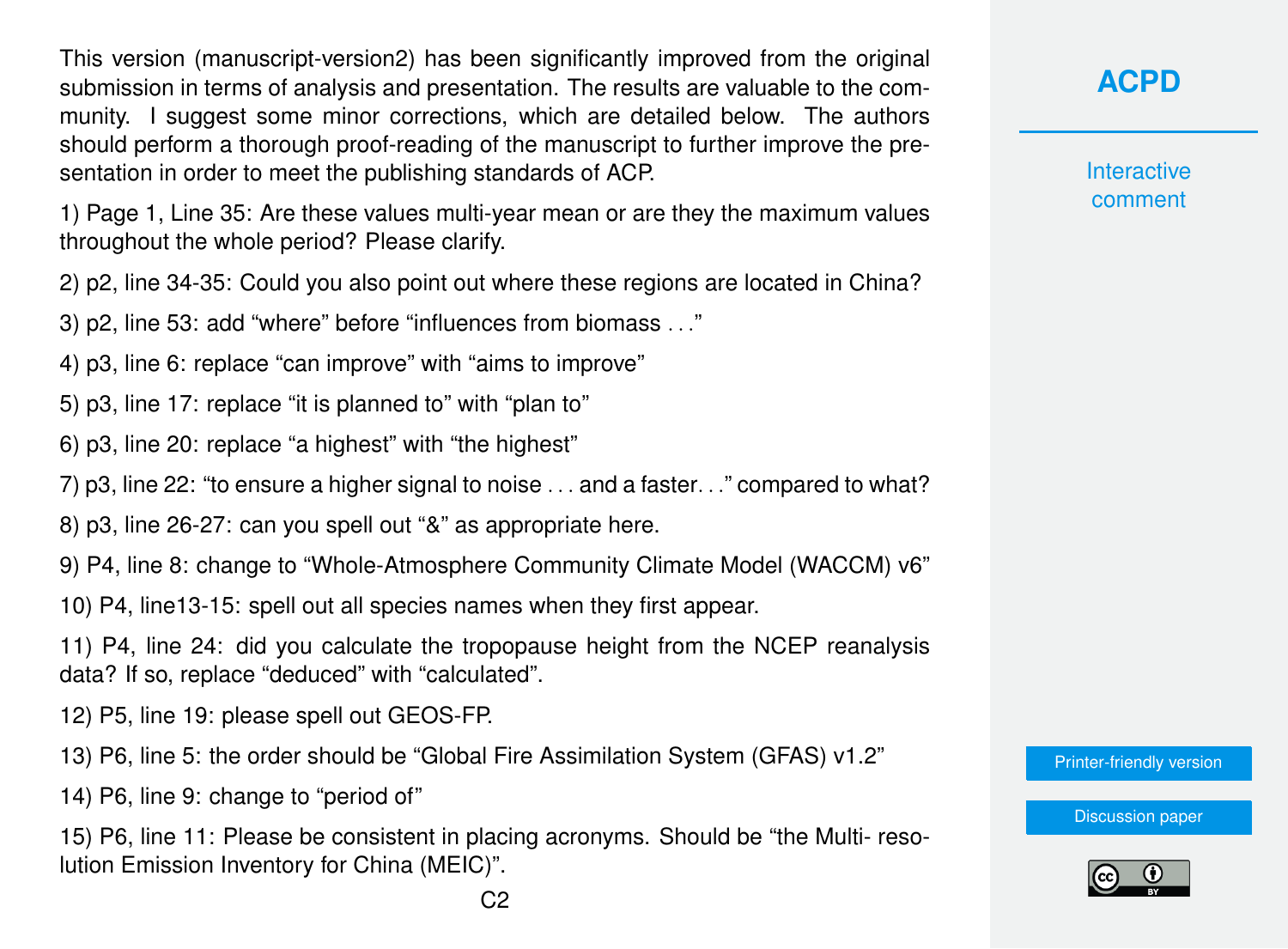This version (manuscript-version2) has been significantly improved from the original submission in terms of analysis and presentation. The results are valuable to the community. I suggest some minor corrections, which are detailed below. The authors should perform a thorough proof-reading of the manuscript to further improve the presentation in order to meet the publishing standards of ACP.

1) Page 1, Line 35: Are these values multi-year mean or are they the maximum values throughout the whole period? Please clarify.

2) p2, line 34-35: Could you also point out where these regions are located in China?

3) p2, line 53: add "where" before "influences from biomass . . ."

4) p3, line 6: replace "can improve" with "aims to improve"

5) p3, line 17: replace "it is planned to" with "plan to"

6) p3, line 20: replace "a highest" with "the highest"

7) p3, line 22: "to ensure a higher signal to noise . . . and a faster. . ." compared to what?

8) p3, line 26-27: can you spell out "&" as appropriate here.

9) P4, line 8: change to "Whole-Atmosphere Community Climate Model (WACCM) v6"

10) P4, line13-15: spell out all species names when they first appear.

11) P4, line 24: did you calculate the tropopause height from the NCEP reanalysis data? If so, replace "deduced" with "calculated".

12) P5, line 19: please spell out GEOS-FP.

13) P6, line 5: the order should be "Global Fire Assimilation System (GFAS) v1.2"

14) P6, line 9: change to "period of"

15) P6, line 11: Please be consistent in placing acronyms. Should be "the Multi- resolution Emission Inventory for China (MEIC)".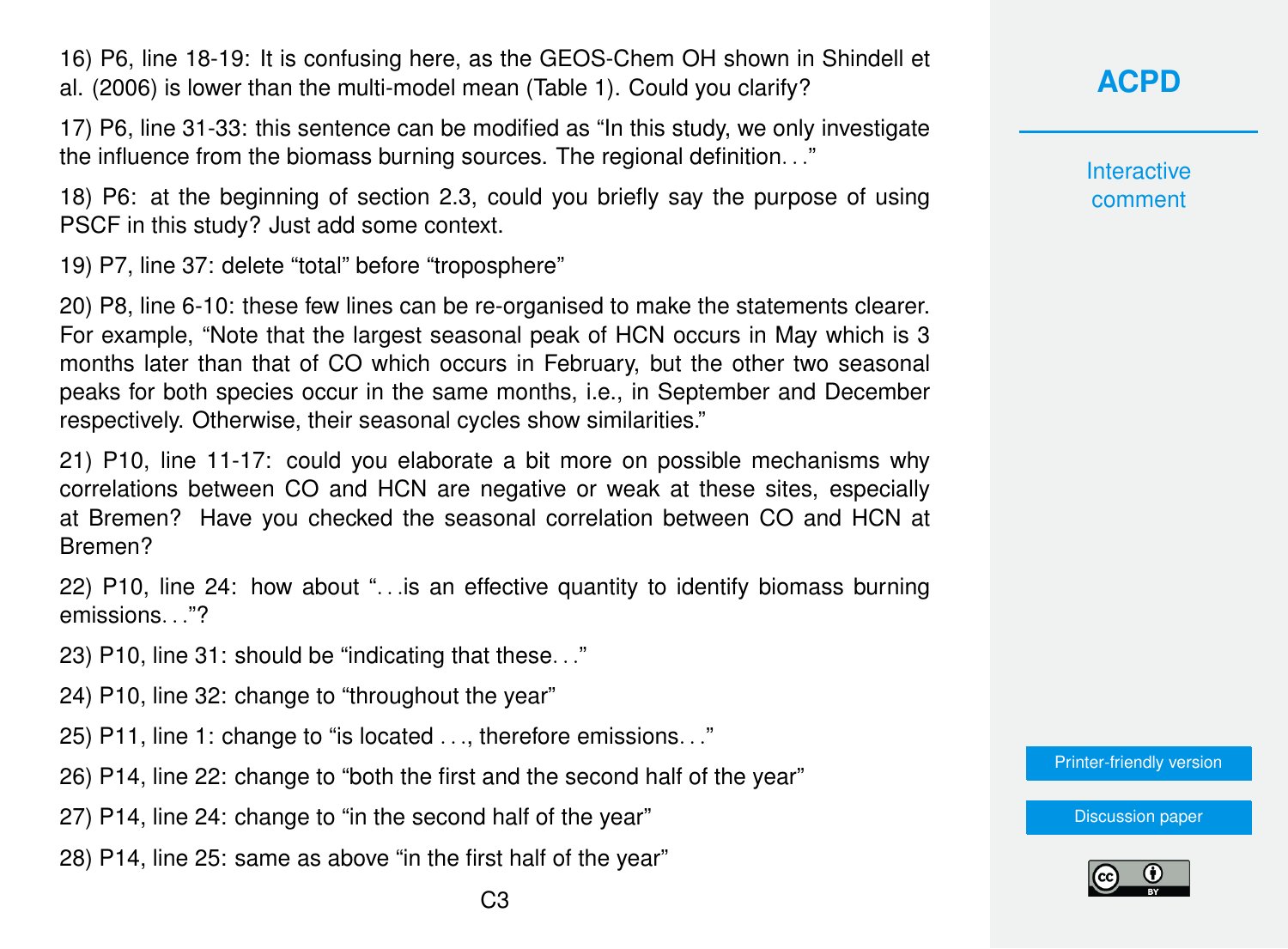16) P6, line 18-19: It is confusing here, as the GEOS-Chem OH shown in Shindell et al. (2006) is lower than the multi-model mean (Table 1). Could you clarify?

17) P6, line 31-33: this sentence can be modified as "In this study, we only investigate the influence from the biomass burning sources. The regional definition…"

18) P6: at the beginning of section 2.3, could you briefly say the purpose of using PSCF in this study? Just add some context.

19) P7, line 37: delete "total" before "troposphere"

20) P8, line 6-10: these few lines can be re-organised to make the statements clearer. For example, "Note that the largest seasonal peak of HCN occurs in May which is 3 months later than that of CO which occurs in February, but the other two seasonal peaks for both species occur in the same months, i.e., in September and December respectively. Otherwise, their seasonal cycles show similarities."

21) P10, line 11-17: could you elaborate a bit more on possible mechanisms why correlations between CO and HCN are negative or weak at these sites, especially at Bremen? Have you checked the seasonal correlation between CO and HCN at Bremen?

22) P10, line 24: how about "…is an effective quantity to identify biomass burning emissions…"?

23) P10, line 31: should be "indicating that these…"

24) P10, line 32: change to "throughout the year"

25) P11, line 1: change to "is located …, therefore emissions…"

26) P14, line 22: change to "both the first and the second half of the year"

27) P14, line 24: change to "in the second half of the year"

28) P14, line 25: same as above "in the first half of the year"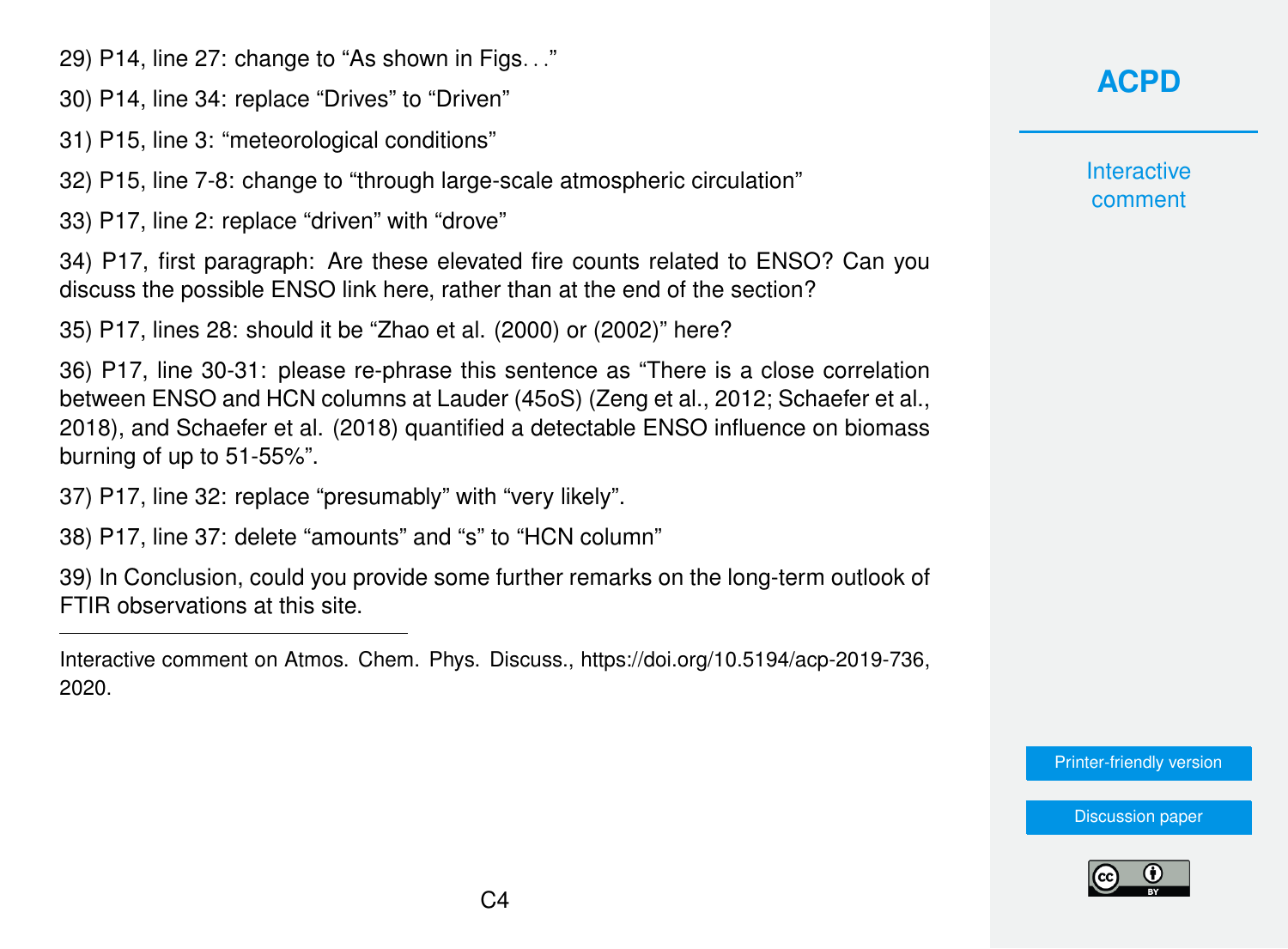29) P14, line 27: change to “As shown in Figs. . .”

30) P14, line 34: replace “Drives” to “Driven”

31) P15, line 3: “meteorological conditions”

32) P15, line 7-8: change to “through large-scale atmospheric circulation”

33) P17, line 2: replace “driven” with “drove”

34) P17, first paragraph: Are these elevated fire counts related to ENSO? Can you discuss the possible ENSO link here, rather than at the end of the section?

35) P17, lines 28: should it be “Zhao et al. (2000) or (2002)” here?

36) P17, line 30-31: please re-phrase this sentence as “There is a close correlation between ENSO and HCN columns at Lauder (45oS) (Zeng et al., 2012; Schaefer et al., 2018), and Schaefer et al. (2018) quantified a detectable ENSO influence on biomass burning of up to 51-55%”.

37) P17, line 32: replace “presumably” with “very likely”.

38) P17, line 37: delete “amounts” and “s” to “HCN column”

39) In Conclusion, could you provide some further remarks on the long-term outlook of FTIR observations at this site.

---

Interactive comment on Atmos. Chem. Phys. Discuss., https://doi.org/10.5194/acp-2019-736, 2020.